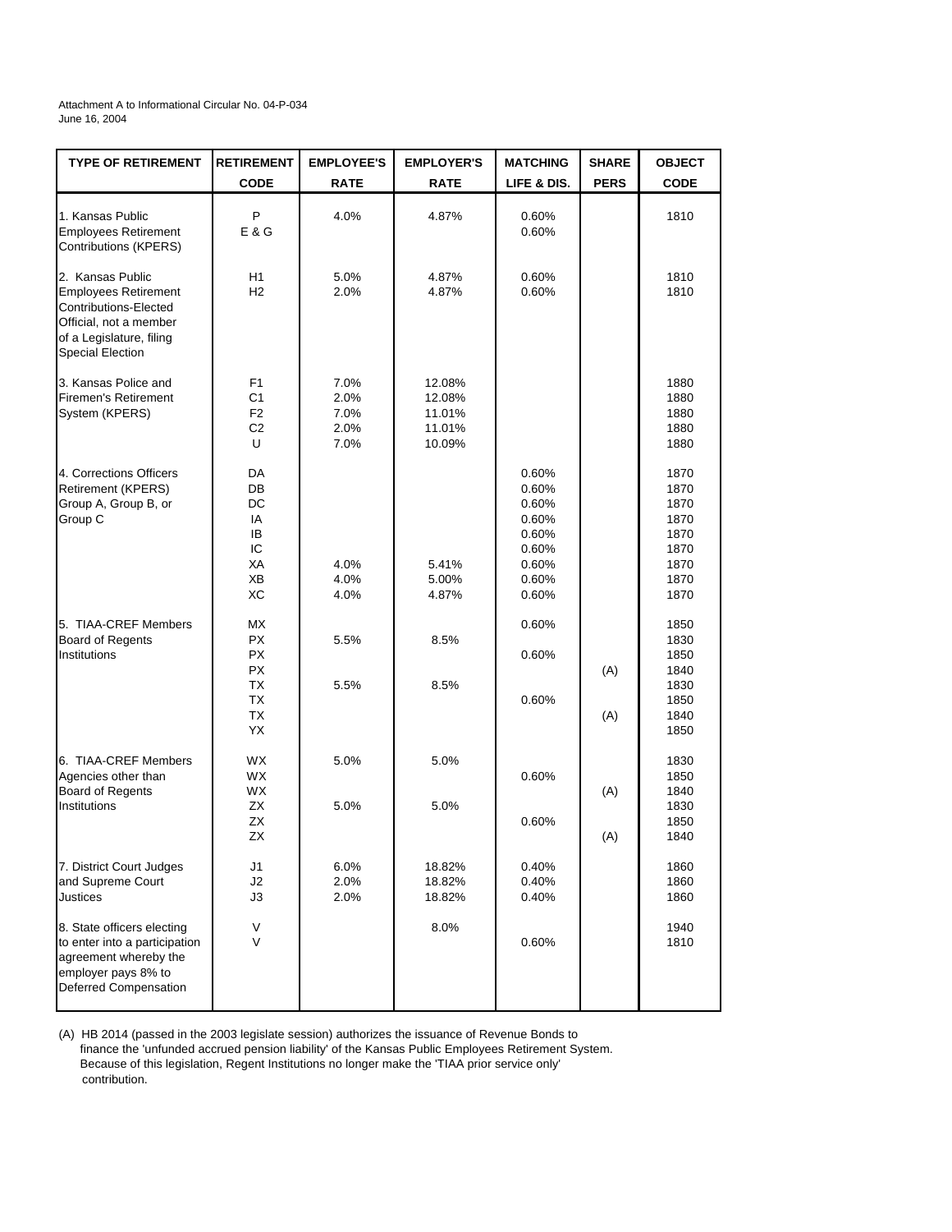Attachment A to Informational Circular No. 04-P-034
June 16, 2004

| TYPE OF RETIREMENT | RETIREMENT CODE | EMPLOYEE'S RATE | EMPLOYER'S RATE | MATCHING LIFE & DIS. | SHARE PERS | OBJECT CODE |
|---|---|---|---|---|---|---|
| 1. Kansas Public Employees Retirement Contributions (KPERS) | P | 4.0% | 4.87% | 0.60% | | 1810 |
| | E & G | | | 0.60% | | |
| 2. Kansas Public Employees Retirement Contributions-Elected Official, not a member of a Legislature, filing Special Election | H1 | 5.0% | 4.87% | 0.60% | | 1810 |
| | H2 | 2.0% | 4.87% | 0.60% | | 1810 |
| 3. Kansas Police and Firemen's Retirement System (KPERS) | F1 | 7.0% | 12.08% | | | 1880 |
| | C1 | 2.0% | 12.08% | | | 1880 |
| | F2 | 7.0% | 11.01% | | | 1880 |
| | C2 | 2.0% | 11.01% | | | 1880 |
| | U | 7.0% | 10.09% | | | 1880 |
| 4. Corrections Officers Retirement (KPERS) Group A, Group B, or Group C | DA | | | 0.60% | | 1870 |
| | DB | | | 0.60% | | 1870 |
| | DC | | | 0.60% | | 1870 |
| | IA | | | 0.60% | | 1870 |
| | IB | | | 0.60% | | 1870 |
| | IC | | | 0.60% | | 1870 |
| | XA | 4.0% | 5.41% | 0.60% | | 1870 |
| | XB | 4.0% | 5.00% | 0.60% | | 1870 |
| | XC | 4.0% | 4.87% | 0.60% | | 1870 |
| 5. TIAA-CREF Members Board of Regents Institutions | MX | | | 0.60% | | 1850 |
| | PX | 5.5% | 8.5% | | | 1830 |
| | PX | | | 0.60% | | 1850 |
| | PX | | | | (A) | 1840 |
| | TX | 5.5% | 8.5% | | | 1830 |
| | TX | | | 0.60% | | 1850 |
| | TX | | | | (A) | 1840 |
| | YX | | | | | 1850 |
| 6. TIAA-CREF Members Agencies other than Board of Regents Institutions | WX | 5.0% | 5.0% | | | 1830 |
| | WX | | | 0.60% | | 1850 |
| | WX | | | | (A) | 1840 |
| | ZX | 5.0% | 5.0% | | | 1830 |
| | ZX | | | 0.60% | | 1850 |
| | ZX | | | | (A) | 1840 |
| 7. District Court Judges and Supreme Court Justices | J1 | 6.0% | 18.82% | 0.40% | | 1860 |
| | J2 | 2.0% | 18.82% | 0.40% | | 1860 |
| | J3 | 2.0% | 18.82% | 0.40% | | 1860 |
| 8. State officers electing to enter into a participation agreement whereby the employer pays 8% to Deferred Compensation | V | | 8.0% | | | 1940 |
| | V | | | 0.60% | | 1810 |

(A) HB 2014 (passed in the 2003 legislate session) authorizes the issuance of Revenue Bonds to finance the 'unfunded accrued pension liability' of the Kansas Public Employees Retirement System. Because of this legislation, Regent Institutions no longer make the 'TIAA prior service only' contribution.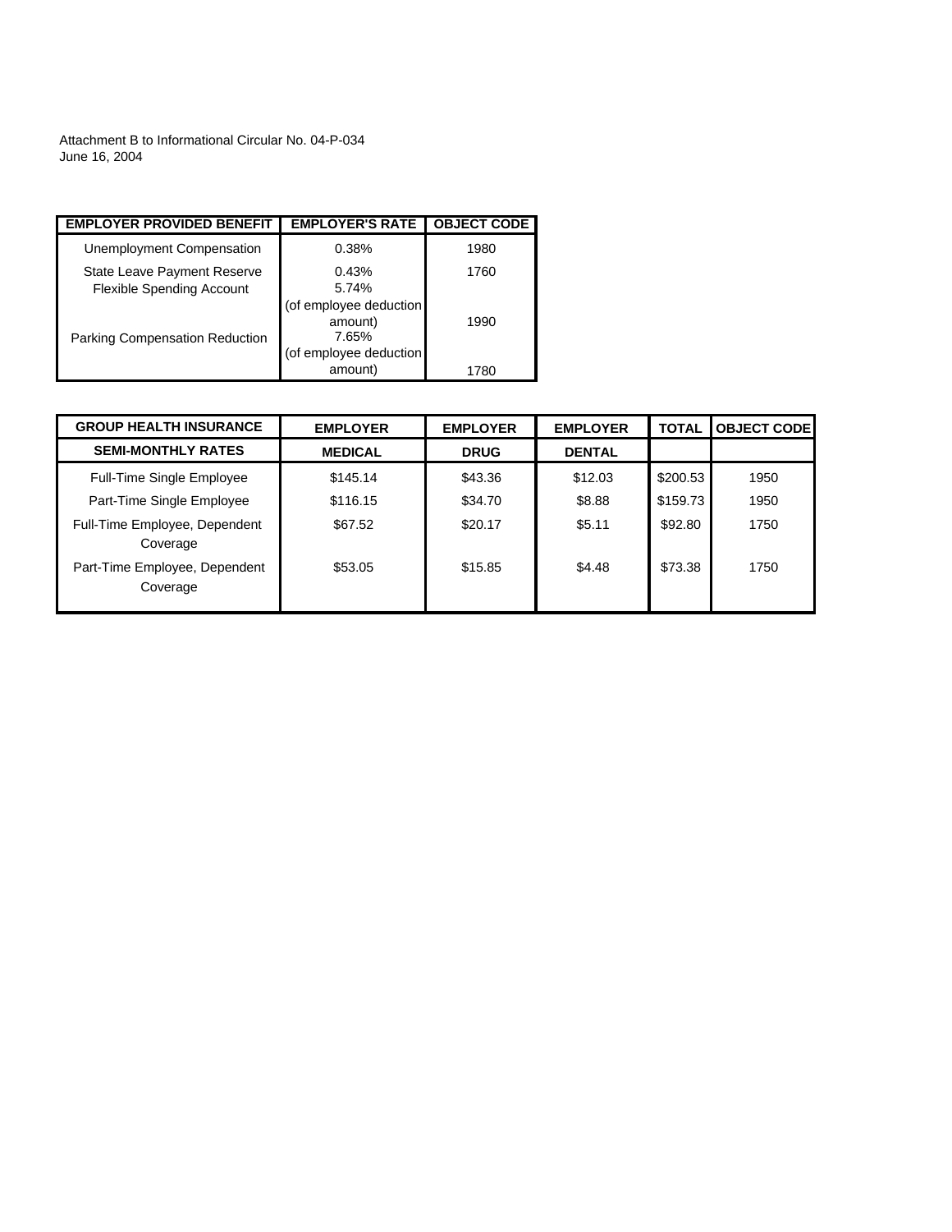Attachment B to Informational Circular No. 04-P-034
June 16, 2004

| EMPLOYER PROVIDED BENEFIT | EMPLOYER'S RATE | OBJECT CODE |
|---|---|---|
| Unemployment Compensation | 0.38% | 1980 |
| State Leave Payment Reserve | 0.43% | 1760 |
| Flexible Spending Account | 5.74% (of employee deduction amount) | 1990 |
| Parking Compensation Reduction | 7.65% (of employee deduction amount) | 1780 |

| GROUP HEALTH INSURANCE | EMPLOYER | EMPLOYER | EMPLOYER | TOTAL | OBJECT CODE |
|---|---|---|---|---|---|
| SEMI-MONTHLY RATES | MEDICAL | DRUG | DENTAL | | |
| Full-Time Single Employee | $145.14 | $43.36 | $12.03 | $200.53 | 1950 |
| Part-Time Single Employee | $116.15 | $34.70 | $8.88 | $159.73 | 1950 |
| Full-Time Employee, Dependent Coverage | $67.52 | $20.17 | $5.11 | $92.80 | 1750 |
| Part-Time Employee, Dependent Coverage | $53.05 | $15.85 | $4.48 | $73.38 | 1750 |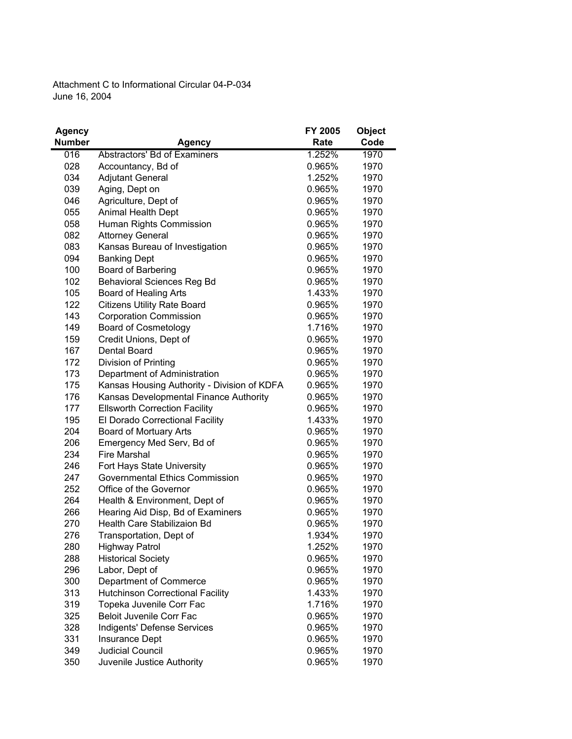Attachment C to Informational Circular 04-P-034
June 16, 2004

| Agency Number | Agency | FY 2005 Rate | Object Code |
|---|---|---|---|
| 016 | Abstractors' Bd of Examiners | 1.252% | 1970 |
| 028 | Accountancy, Bd of | 0.965% | 1970 |
| 034 | Adjutant General | 1.252% | 1970 |
| 039 | Aging, Dept on | 0.965% | 1970 |
| 046 | Agriculture, Dept of | 0.965% | 1970 |
| 055 | Animal Health Dept | 0.965% | 1970 |
| 058 | Human Rights Commission | 0.965% | 1970 |
| 082 | Attorney General | 0.965% | 1970 |
| 083 | Kansas Bureau of Investigation | 0.965% | 1970 |
| 094 | Banking Dept | 0.965% | 1970 |
| 100 | Board of Barbering | 0.965% | 1970 |
| 102 | Behavioral Sciences Reg Bd | 0.965% | 1970 |
| 105 | Board of Healing Arts | 1.433% | 1970 |
| 122 | Citizens Utility Rate Board | 0.965% | 1970 |
| 143 | Corporation Commission | 0.965% | 1970 |
| 149 | Board of Cosmetology | 1.716% | 1970 |
| 159 | Credit Unions, Dept of | 0.965% | 1970 |
| 167 | Dental Board | 0.965% | 1970 |
| 172 | Division of Printing | 0.965% | 1970 |
| 173 | Department of Administration | 0.965% | 1970 |
| 175 | Kansas Housing Authority - Division of KDFA | 0.965% | 1970 |
| 176 | Kansas Developmental Finance Authority | 0.965% | 1970 |
| 177 | Ellsworth Correction Facility | 0.965% | 1970 |
| 195 | El Dorado Correctional Facility | 1.433% | 1970 |
| 204 | Board of Mortuary Arts | 0.965% | 1970 |
| 206 | Emergency Med Serv, Bd of | 0.965% | 1970 |
| 234 | Fire Marshal | 0.965% | 1970 |
| 246 | Fort Hays State University | 0.965% | 1970 |
| 247 | Governmental Ethics Commission | 0.965% | 1970 |
| 252 | Office of the Governor | 0.965% | 1970 |
| 264 | Health & Environment, Dept of | 0.965% | 1970 |
| 266 | Hearing Aid Disp, Bd of Examiners | 0.965% | 1970 |
| 270 | Health Care Stabilizaion Bd | 0.965% | 1970 |
| 276 | Transportation, Dept of | 1.934% | 1970 |
| 280 | Highway Patrol | 1.252% | 1970 |
| 288 | Historical Society | 0.965% | 1970 |
| 296 | Labor, Dept of | 0.965% | 1970 |
| 300 | Department of Commerce | 0.965% | 1970 |
| 313 | Hutchinson Correctional Facility | 1.433% | 1970 |
| 319 | Topeka Juvenile Corr Fac | 1.716% | 1970 |
| 325 | Beloit Juvenile Corr Fac | 0.965% | 1970 |
| 328 | Indigents' Defense Services | 0.965% | 1970 |
| 331 | Insurance Dept | 0.965% | 1970 |
| 349 | Judicial Council | 0.965% | 1970 |
| 350 | Juvenile Justice Authority | 0.965% | 1970 |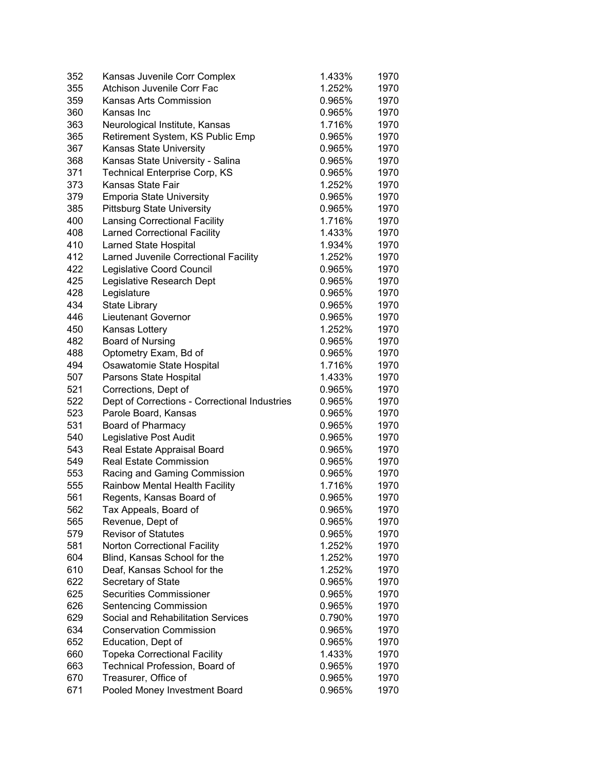| | | | |
|---|---|---|---|
| 352 | Kansas Juvenile Corr Complex | 1.433% | 1970 |
| 355 | Atchison Juvenile Corr Fac | 1.252% | 1970 |
| 359 | Kansas Arts Commission | 0.965% | 1970 |
| 360 | Kansas Inc | 0.965% | 1970 |
| 363 | Neurological Institute, Kansas | 1.716% | 1970 |
| 365 | Retirement System, KS Public Emp | 0.965% | 1970 |
| 367 | Kansas State University | 0.965% | 1970 |
| 368 | Kansas State University - Salina | 0.965% | 1970 |
| 371 | Technical Enterprise Corp, KS | 0.965% | 1970 |
| 373 | Kansas State Fair | 1.252% | 1970 |
| 379 | Emporia State University | 0.965% | 1970 |
| 385 | Pittsburg State University | 0.965% | 1970 |
| 400 | Lansing Correctional Facility | 1.716% | 1970 |
| 408 | Larned Correctional Facility | 1.433% | 1970 |
| 410 | Larned State Hospital | 1.934% | 1970 |
| 412 | Larned Juvenile Correctional Facility | 1.252% | 1970 |
| 422 | Legislative Coord Council | 0.965% | 1970 |
| 425 | Legislative Research Dept | 0.965% | 1970 |
| 428 | Legislature | 0.965% | 1970 |
| 434 | State Library | 0.965% | 1970 |
| 446 | Lieutenant Governor | 0.965% | 1970 |
| 450 | Kansas Lottery | 1.252% | 1970 |
| 482 | Board of Nursing | 0.965% | 1970 |
| 488 | Optometry Exam, Bd of | 0.965% | 1970 |
| 494 | Osawatomie State Hospital | 1.716% | 1970 |
| 507 | Parsons State Hospital | 1.433% | 1970 |
| 521 | Corrections, Dept of | 0.965% | 1970 |
| 522 | Dept of Corrections - Correctional Industries | 0.965% | 1970 |
| 523 | Parole Board, Kansas | 0.965% | 1970 |
| 531 | Board of Pharmacy | 0.965% | 1970 |
| 540 | Legislative Post Audit | 0.965% | 1970 |
| 543 | Real Estate Appraisal Board | 0.965% | 1970 |
| 549 | Real Estate Commission | 0.965% | 1970 |
| 553 | Racing and Gaming Commission | 0.965% | 1970 |
| 555 | Rainbow Mental Health Facility | 1.716% | 1970 |
| 561 | Regents, Kansas Board of | 0.965% | 1970 |
| 562 | Tax Appeals, Board of | 0.965% | 1970 |
| 565 | Revenue, Dept of | 0.965% | 1970 |
| 579 | Revisor of Statutes | 0.965% | 1970 |
| 581 | Norton Correctional Facility | 1.252% | 1970 |
| 604 | Blind, Kansas School for the | 1.252% | 1970 |
| 610 | Deaf, Kansas School for the | 1.252% | 1970 |
| 622 | Secretary of State | 0.965% | 1970 |
| 625 | Securities Commissioner | 0.965% | 1970 |
| 626 | Sentencing Commission | 0.965% | 1970 |
| 629 | Social and Rehabilitation Services | 0.790% | 1970 |
| 634 | Conservation Commission | 0.965% | 1970 |
| 652 | Education, Dept of | 0.965% | 1970 |
| 660 | Topeka Correctional Facility | 1.433% | 1970 |
| 663 | Technical Profession, Board of | 0.965% | 1970 |
| 670 | Treasurer, Office of | 0.965% | 1970 |
| 671 | Pooled Money Investment Board | 0.965% | 1970 |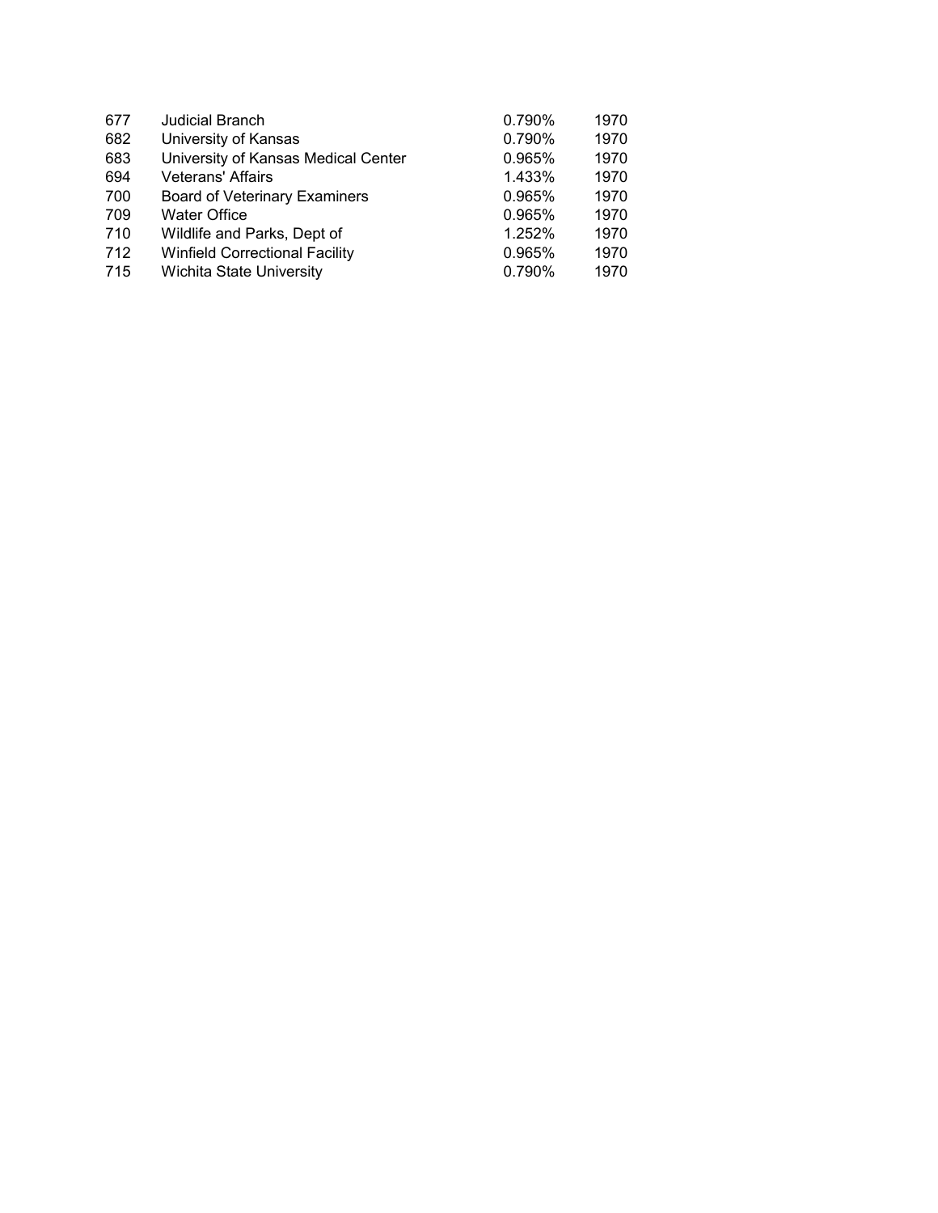| | | | |
|---|---|---|---|
| 677 | Judicial Branch | 0.790% | 1970 |
| 682 | University of Kansas | 0.790% | 1970 |
| 683 | University of Kansas Medical Center | 0.965% | 1970 |
| 694 | Veterans' Affairs | 1.433% | 1970 |
| 700 | Board of Veterinary Examiners | 0.965% | 1970 |
| 709 | Water Office | 0.965% | 1970 |
| 710 | Wildlife and Parks, Dept of | 1.252% | 1970 |
| 712 | Winfield Correctional Facility | 0.965% | 1970 |
| 715 | Wichita State University | 0.790% | 1970 |